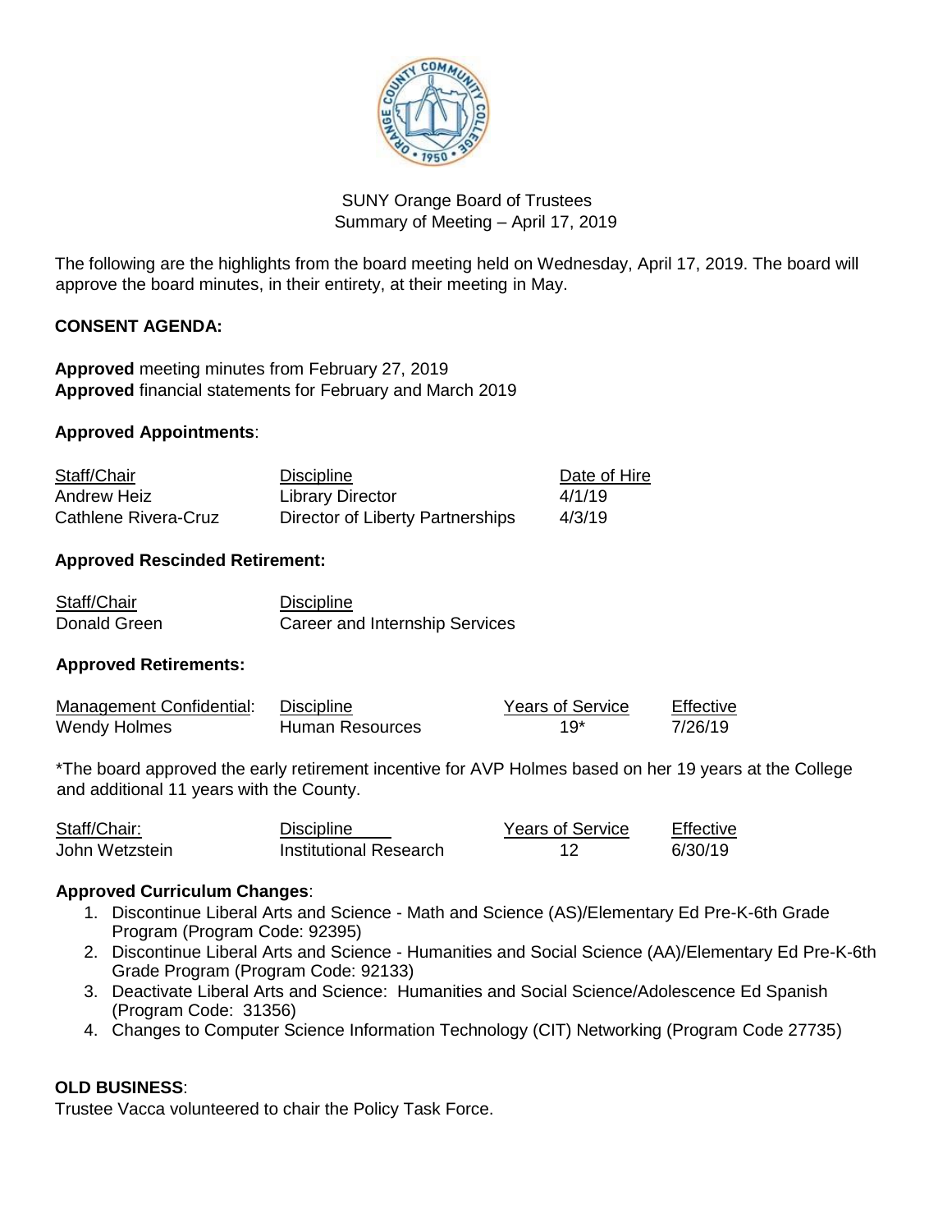SUNY Orange Board of Trustees
Summary of Meeting – April 17, 2019

The following are the highlights from the board meeting held on Wednesday, April 17, 2019. The board will approve the board minutes, in their entirety, at their meeting in May.

**CONSENT AGENDA:**

**Approved** meeting minutes from February 27, 2019
**Approved** financial statements for February and March 2019

**Approved Appointments**:

| Staff/Chair | Discipline | Date of Hire |
| --- | --- | --- |
| Andrew Heiz | Library Director | 4/1/19 |
| Cathlene Rivera-Cruz | Director of Liberty Partnerships | 4/3/19 |

**Approved Rescinded Retirement:**

| Staff/Chair | Discipline |
| --- | --- |
| Donald Green | Career and Internship Services |

**Approved Retirements:**

| Management Confidential: | Discipline | Years of Service | Effective |
| --- | --- | --- | --- |
| Wendy Holmes | Human Resources | 19* | 7/26/19 |

*The board approved the early retirement incentive for AVP Holmes based on her 19 years at the College and additional 11 years with the County.

| Staff/Chair: | Discipline | Years of Service | Effective |
| --- | --- | --- | --- |
| John Wetzstein | Institutional Research | 12 | 6/30/19 |

**Approved Curriculum Changes**:

1. Discontinue Liberal Arts and Science - Math and Science (AS)/Elementary Ed Pre-K-6th Grade Program (Program Code: 92395)
2. Discontinue Liberal Arts and Science - Humanities and Social Science (AA)/Elementary Ed Pre-K-6th Grade Program (Program Code: 92133)
3. Deactivate Liberal Arts and Science: Humanities and Social Science/Adolescence Ed Spanish (Program Code: 31356)
4. Changes to Computer Science Information Technology (CIT) Networking (Program Code 27735)

**OLD BUSINESS**:
Trustee Vacca volunteered to chair the Policy Task Force.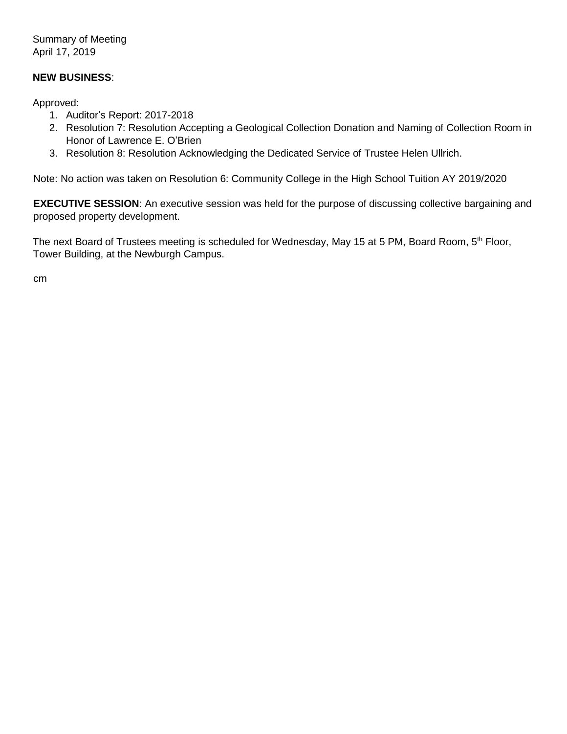Summary of Meeting
April 17, 2019

**NEW BUSINESS**:

Approved:

1. Auditor's Report: 2017-2018
2. Resolution 7: Resolution Accepting a Geological Collection Donation and Naming of Collection Room in Honor of Lawrence E. O'Brien
3. Resolution 8: Resolution Acknowledging the Dedicated Service of Trustee Helen Ullrich.

Note: No action was taken on Resolution 6: Community College in the High School Tuition AY 2019/2020

**EXECUTIVE SESSION**: An executive session was held for the purpose of discussing collective bargaining and proposed property development.

The next Board of Trustees meeting is scheduled for Wednesday, May 15 at 5 PM, Board Room, 5th Floor, Tower Building, at the Newburgh Campus.

cm